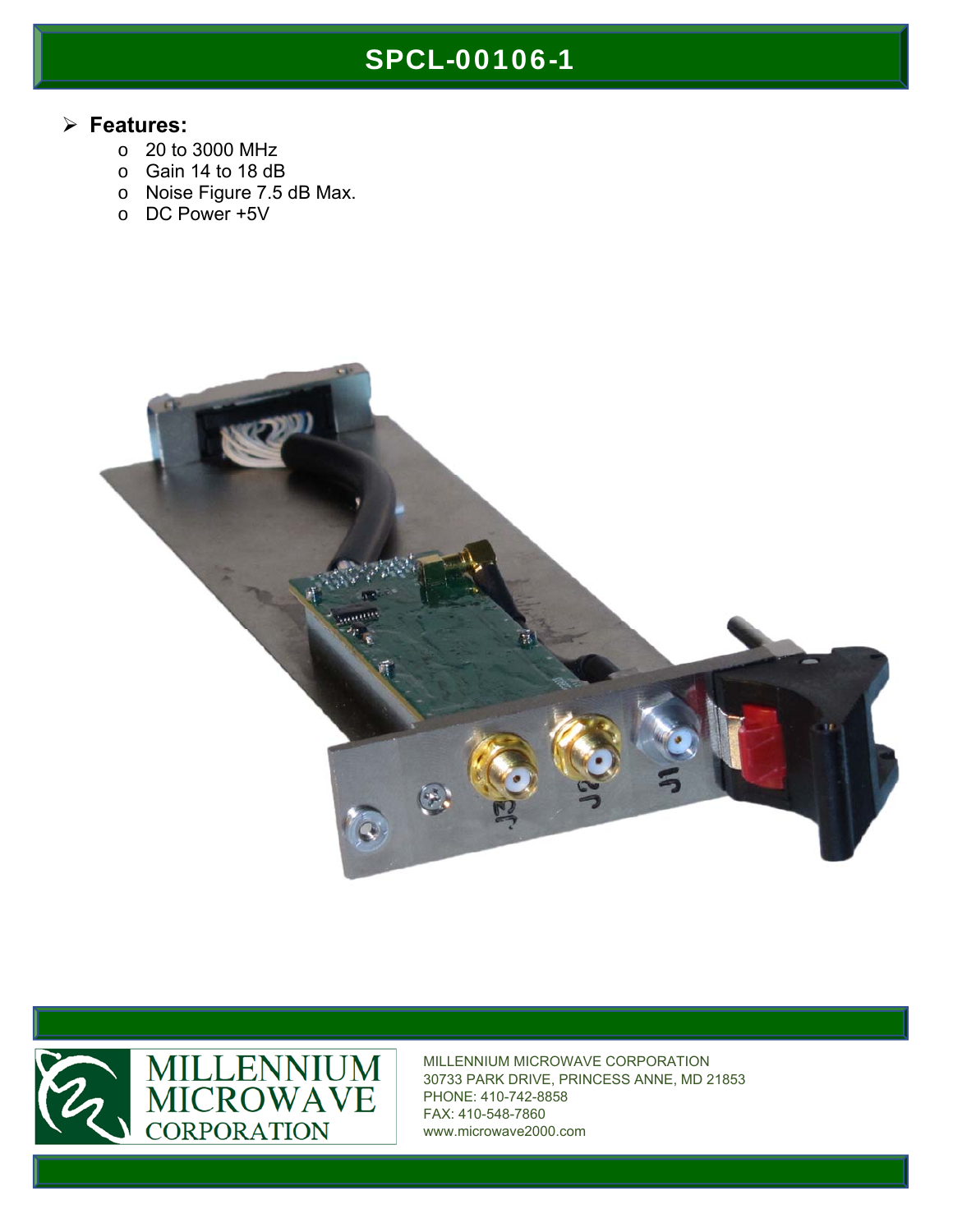# SPCL-00106-1

- **Features:**
  - 20 to 3000 MHz
  - Gain 14 to 18 dB
  - Noise Figure 7.5 dB Max.
  - DC Power +5V

MILLENNIUM MICROWAVE CORPORATION

MILLENNIUM MICROWAVE CORPORATION
30733 PARK DRIVE, PRINCESS ANNE, MD 21853
PHONE: 410-742-8858
FAX: 410-548-7860
www.microwave2000.com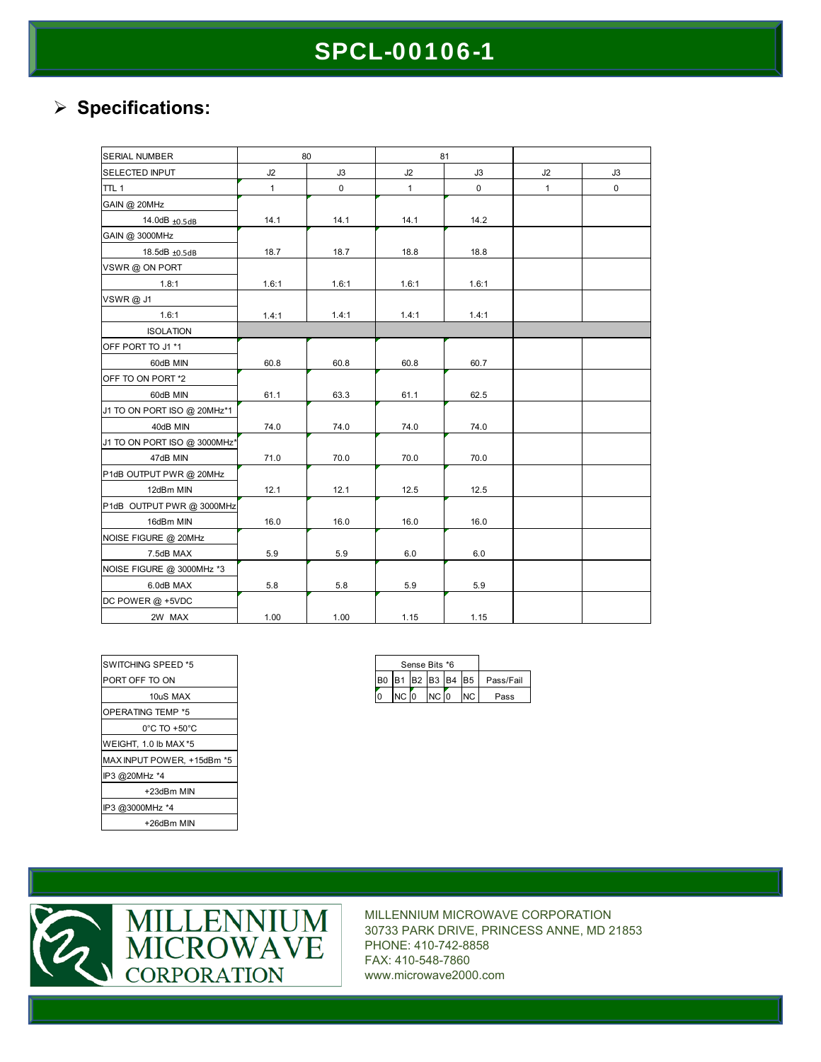# SPCL-00106-1

## Specifications:

| SERIAL NUMBER | 80 | | 81 | | | |
|---|---|---|---|---|---|---|
| SELECTED INPUT | J2 | J3 | J2 | J3 | J2 | J3 |
| TTL 1 | 1 | 0 | 1 | 0 | 1 | 0 |
| GAIN @ 20MHz | | | | | | |
| 14.0dB ±0.5dB | 14.1 | 14.1 | 14.1 | 14.2 | | |
| GAIN @ 3000MHz | | | | | | |
| 18.5dB ±0.5dB | 18.7 | 18.7 | 18.8 | 18.8 | | |
| VSWR @ ON PORT | | | | | | |
| 1.8:1 | 1.6:1 | 1.6:1 | 1.6:1 | 1.6:1 | | |
| VSWR @ J1 | | | | | | |
| 1.6:1 | 1.4:1 | 1.4:1 | 1.4:1 | 1.4:1 | | |
| ISOLATION | | | | | | |
| OFF PORT TO J1 *1 | | | | | | |
| 60dB MIN | 60.8 | 60.8 | 60.8 | 60.7 | | |
| OFF TO ON PORT *2 | | | | | | |
| 60dB MIN | 61.1 | 63.3 | 61.1 | 62.5 | | |
| J1 TO ON PORT ISO @ 20MHz*1 | | | | | | |
| 40dB MIN | 74.0 | 74.0 | 74.0 | 74.0 | | |
| J1 TO ON PORT ISO @ 3000MHz* | | | | | | |
| 47dB MIN | 71.0 | 70.0 | 70.0 | 70.0 | | |
| P1dB OUTPUT PWR @ 20MHz | | | | | | |
| 12dBm MIN | 12.1 | 12.1 | 12.5 | 12.5 | | |
| P1dB OUTPUT PWR @ 3000MHz | | | | | | |
| 16dBm MIN | 16.0 | 16.0 | 16.0 | 16.0 | | |
| NOISE FIGURE @ 20MHz | | | | | | |
| 7.5dB MAX | 5.9 | 5.9 | 6.0 | 6.0 | | |
| NOISE FIGURE @ 3000MHz *3 | | | | | | |
| 6.0dB MAX | 5.8 | 5.8 | 5.9 | 5.9 | | |
| DC POWER @ +5VDC | | | | | | |
| 2W MAX | 1.00 | 1.00 | 1.15 | 1.15 | | |

| SWITCHING SPEED *5 |
|---|
| PORT OFF TO ON |
| 10uS MAX |
| OPERATING TEMP *5 |
| 0°C TO +50°C |
| WEIGHT, 1.0 lb MAX *5 |
| MAX INPUT POWER, +15dBm *5 |
| IP3 @20MHz *4 |
| +23dBm MIN |
| IP3 @3000MHz *4 |
| +26dBm MIN |

| Sense Bits *6 | | | | | | |
|---|---|---|---|---|---|---|
| B0 | B1 | B2 | B3 | B4 | B5 | Pass/Fail |
| 0 | NC | 0 | NC | 0 | NC | Pass |

MILLENNIUM MICROWAVE CORPORATION

MILLENNIUM MICROWAVE CORPORATION
30733 PARK DRIVE, PRINCESS ANNE, MD 21853
PHONE: 410-742-8858
FAX: 410-548-7860
www.microwave2000.com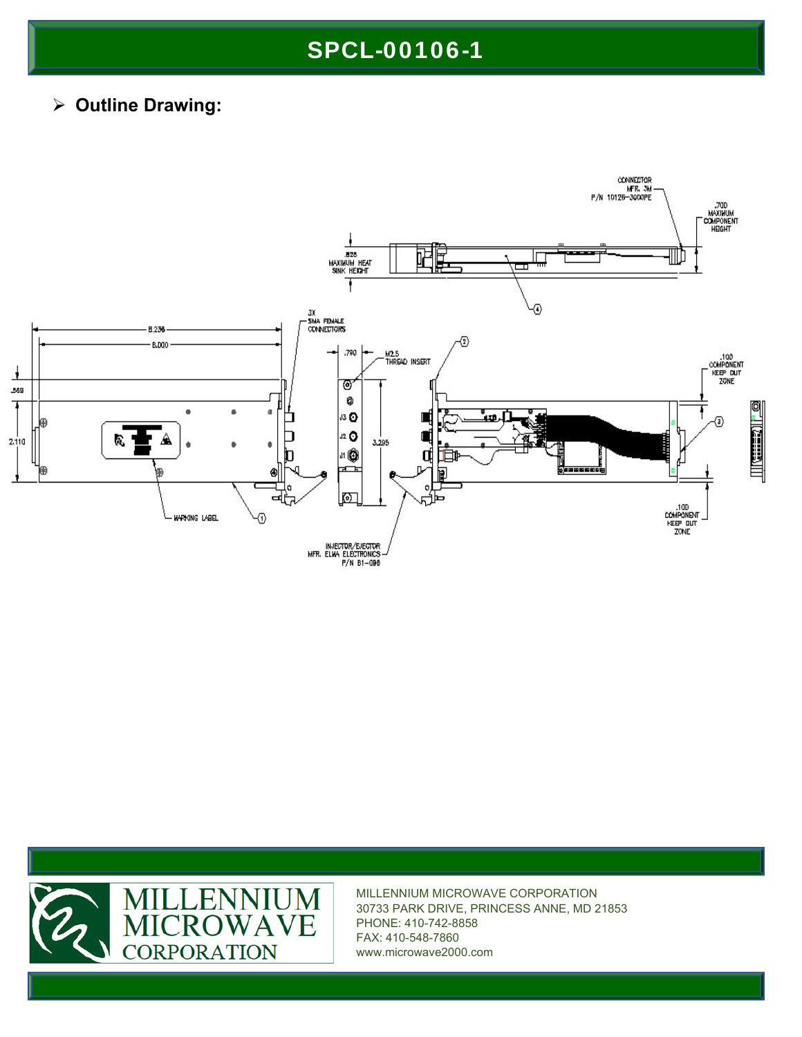# SPCL-00106-1

- **Outline Drawing:**

CONNECTOR
MFR. 3M
P/N 10126-3000PE

.700
MAXIMUM
COMPONENT
HEIGHT

.625
MAXIMUM HEAT
SINK HEIGHT

3X
SMA FEMALE
CONNECTORS

8.236

8.000

.780

M2.5
THREAD INSERT

.100
COMPONENT
KEEP OUT
ZONE

.569

2.110

J3

J2

J1

3.295

MARKING LABEL

.100
COMPONENT
KEEP OUT
ZONE

INJECTOR/EJECTOR
MFR. ELMA ELECTRONICS
P/N 61-098

MILLENNIUM MICROWAVE CORPORATION
30733 PARK DRIVE, PRINCESS ANNE, MD 21853
PHONE: 410-742-8858
FAX: 410-548-7860
www.microwave2000.com